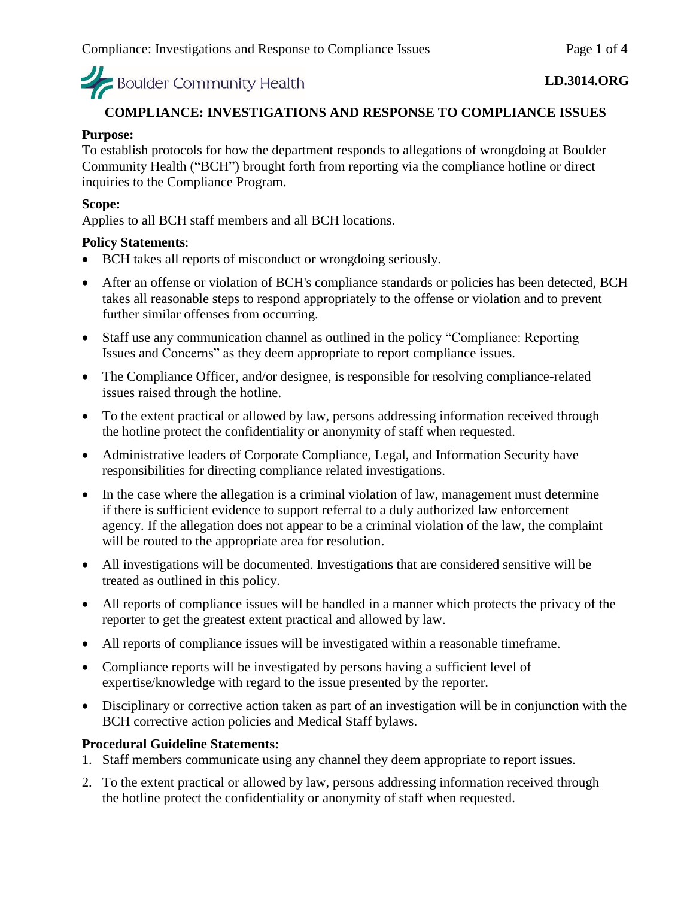Boulder Community Health

**LD.3014.ORG**

# COMPLIANCE: INVESTIGATIONS AND RESPONSE TO COMPLIANCE ISSUES

**Purpose:**
To establish protocols for how the department responds to allegations of wrongdoing at Boulder Community Health ("BCH") brought forth from reporting via the compliance hotline or direct inquiries to the Compliance Program.

**Scope:**
Applies to all BCH staff members and all BCH locations.

**Policy Statements**:

- BCH takes all reports of misconduct or wrongdoing seriously.
- After an offense or violation of BCH's compliance standards or policies has been detected, BCH takes all reasonable steps to respond appropriately to the offense or violation and to prevent further similar offenses from occurring.
- Staff use any communication channel as outlined in the policy "Compliance: Reporting Issues and Concerns" as they deem appropriate to report compliance issues.
- The Compliance Officer, and/or designee, is responsible for resolving compliance-related issues raised through the hotline.
- To the extent practical or allowed by law, persons addressing information received through the hotline protect the confidentiality or anonymity of staff when requested.
- Administrative leaders of Corporate Compliance, Legal, and Information Security have responsibilities for directing compliance related investigations.
- In the case where the allegation is a criminal violation of law, management must determine if there is sufficient evidence to support referral to a duly authorized law enforcement agency. If the allegation does not appear to be a criminal violation of the law, the complaint will be routed to the appropriate area for resolution.
- All investigations will be documented. Investigations that are considered sensitive will be treated as outlined in this policy.
- All reports of compliance issues will be handled in a manner which protects the privacy of the reporter to get the greatest extent practical and allowed by law.
- All reports of compliance issues will be investigated within a reasonable timeframe.
- Compliance reports will be investigated by persons having a sufficient level of expertise/knowledge with regard to the issue presented by the reporter.
- Disciplinary or corrective action taken as part of an investigation will be in conjunction with the BCH corrective action policies and Medical Staff bylaws.

**Procedural Guideline Statements:**

1. Staff members communicate using any channel they deem appropriate to report issues.
2. To the extent practical or allowed by law, persons addressing information received through the hotline protect the confidentiality or anonymity of staff when requested.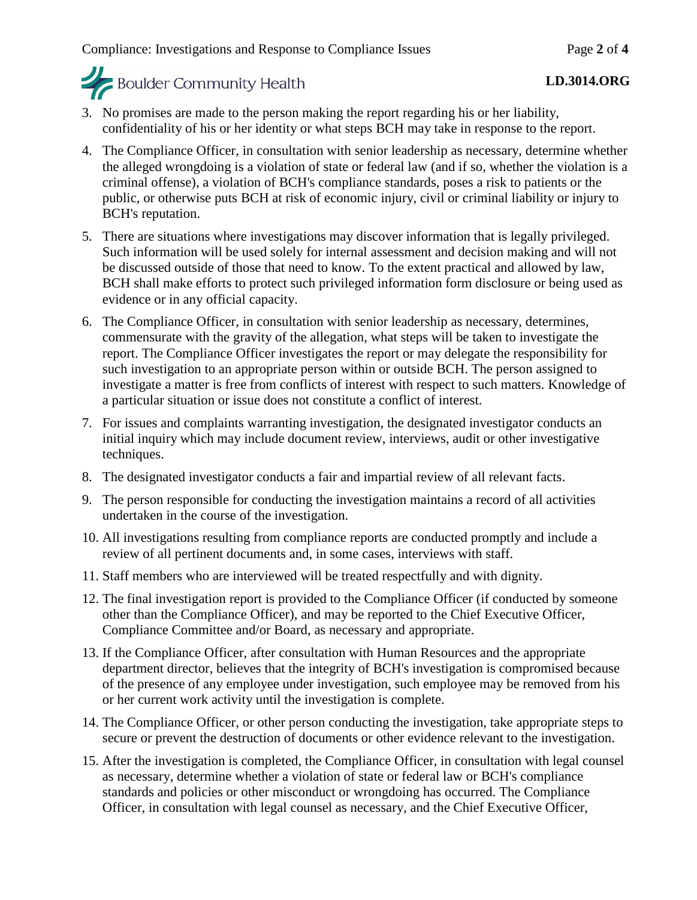3. No promises are made to the person making the report regarding his or her liability, confidentiality of his or her identity or what steps BCH may take in response to the report.
4. The Compliance Officer, in consultation with senior leadership as necessary, determine whether the alleged wrongdoing is a violation of state or federal law (and if so, whether the violation is a criminal offense), a violation of BCH's compliance standards, poses a risk to patients or the public, or otherwise puts BCH at risk of economic injury, civil or criminal liability or injury to BCH's reputation.
5. There are situations where investigations may discover information that is legally privileged. Such information will be used solely for internal assessment and decision making and will not be discussed outside of those that need to know. To the extent practical and allowed by law, BCH shall make efforts to protect such privileged information form disclosure or being used as evidence or in any official capacity.
6. The Compliance Officer, in consultation with senior leadership as necessary, determines, commensurate with the gravity of the allegation, what steps will be taken to investigate the report. The Compliance Officer investigates the report or may delegate the responsibility for such investigation to an appropriate person within or outside BCH. The person assigned to investigate a matter is free from conflicts of interest with respect to such matters. Knowledge of a particular situation or issue does not constitute a conflict of interest.
7. For issues and complaints warranting investigation, the designated investigator conducts an initial inquiry which may include document review, interviews, audit or other investigative techniques.
8. The designated investigator conducts a fair and impartial review of all relevant facts.
9. The person responsible for conducting the investigation maintains a record of all activities undertaken in the course of the investigation.
10. All investigations resulting from compliance reports are conducted promptly and include a review of all pertinent documents and, in some cases, interviews with staff.
11. Staff members who are interviewed will be treated respectfully and with dignity.
12. The final investigation report is provided to the Compliance Officer (if conducted by someone other than the Compliance Officer), and may be reported to the Chief Executive Officer, Compliance Committee and/or Board, as necessary and appropriate.
13. If the Compliance Officer, after consultation with Human Resources and the appropriate department director, believes that the integrity of BCH's investigation is compromised because of the presence of any employee under investigation, such employee may be removed from his or her current work activity until the investigation is complete.
14. The Compliance Officer, or other person conducting the investigation, take appropriate steps to secure or prevent the destruction of documents or other evidence relevant to the investigation.
15. After the investigation is completed, the Compliance Officer, in consultation with legal counsel as necessary, determine whether a violation of state or federal law or BCH's compliance standards and policies or other misconduct or wrongdoing has occurred. The Compliance Officer, in consultation with legal counsel as necessary, and the Chief Executive Officer,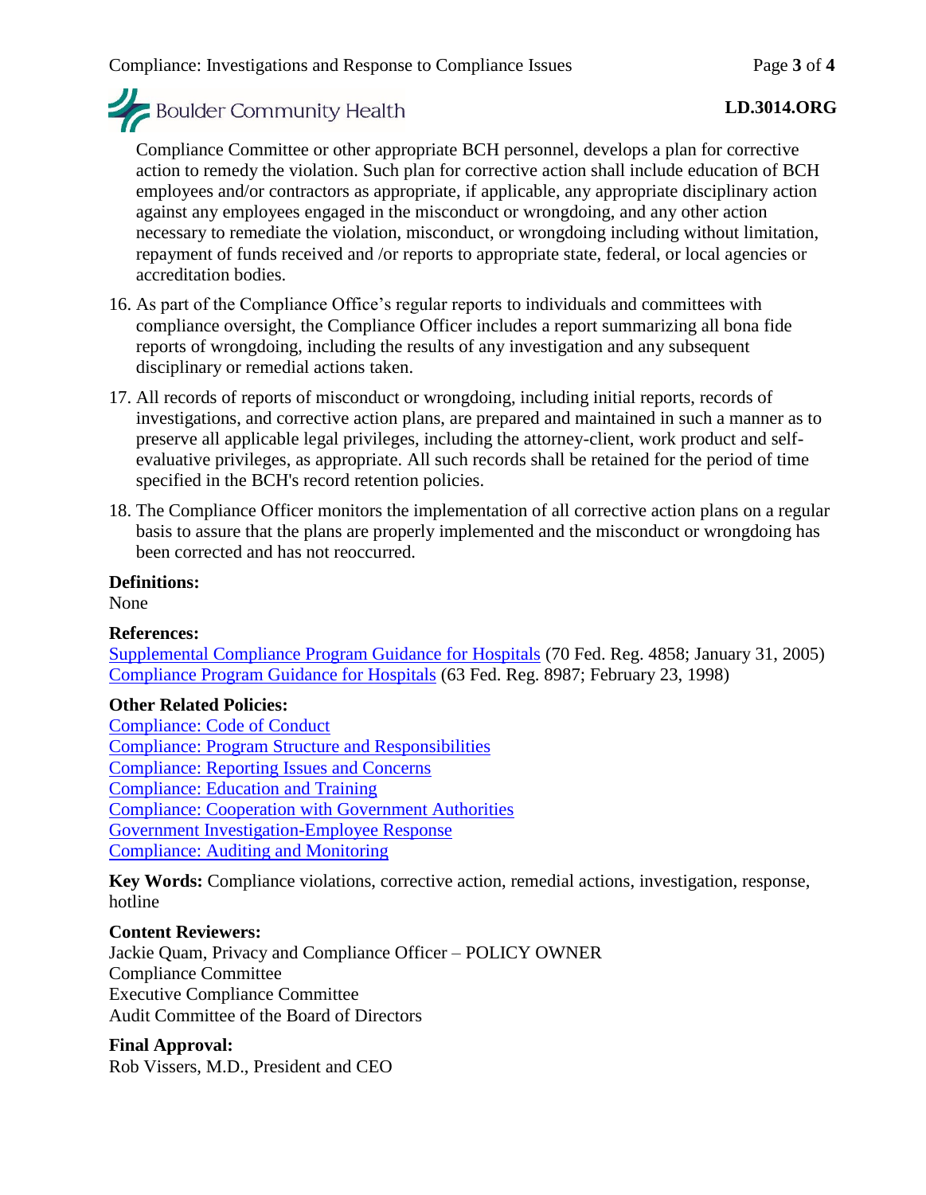Compliance Committee or other appropriate BCH personnel, develops a plan for corrective action to remedy the violation. Such plan for corrective action shall include education of BCH employees and/or contractors as appropriate, if applicable, any appropriate disciplinary action against any employees engaged in the misconduct or wrongdoing, and any other action necessary to remediate the violation, misconduct, or wrongdoing including without limitation, repayment of funds received and /or reports to appropriate state, federal, or local agencies or accreditation bodies.

16. As part of the Compliance Office's regular reports to individuals and committees with compliance oversight, the Compliance Officer includes a report summarizing all bona fide reports of wrongdoing, including the results of any investigation and any subsequent disciplinary or remedial actions taken.
17. All records of reports of misconduct or wrongdoing, including initial reports, records of investigations, and corrective action plans, are prepared and maintained in such a manner as to preserve all applicable legal privileges, including the attorney-client, work product and self-evaluative privileges, as appropriate. All such records shall be retained for the period of time specified in the BCH's record retention policies.
18. The Compliance Officer monitors the implementation of all corrective action plans on a regular basis to assure that the plans are properly implemented and the misconduct or wrongdoing has been corrected and has not reoccurred.

**Definitions:**
None

**References:**
Supplemental Compliance Program Guidance for Hospitals (70 Fed. Reg. 4858; January 31, 2005)
Compliance Program Guidance for Hospitals (63 Fed. Reg. 8987; February 23, 1998)

**Other Related Policies:**
Compliance: Code of Conduct
Compliance: Program Structure and Responsibilities
Compliance: Reporting Issues and Concerns
Compliance: Education and Training
Compliance: Cooperation with Government Authorities
Government Investigation-Employee Response
Compliance: Auditing and Monitoring

**Key Words:** Compliance violations, corrective action, remedial actions, investigation, response, hotline

**Content Reviewers:**
Jackie Quam, Privacy and Compliance Officer – POLICY OWNER
Compliance Committee
Executive Compliance Committee
Audit Committee of the Board of Directors

**Final Approval:**
Rob Vissers, M.D., President and CEO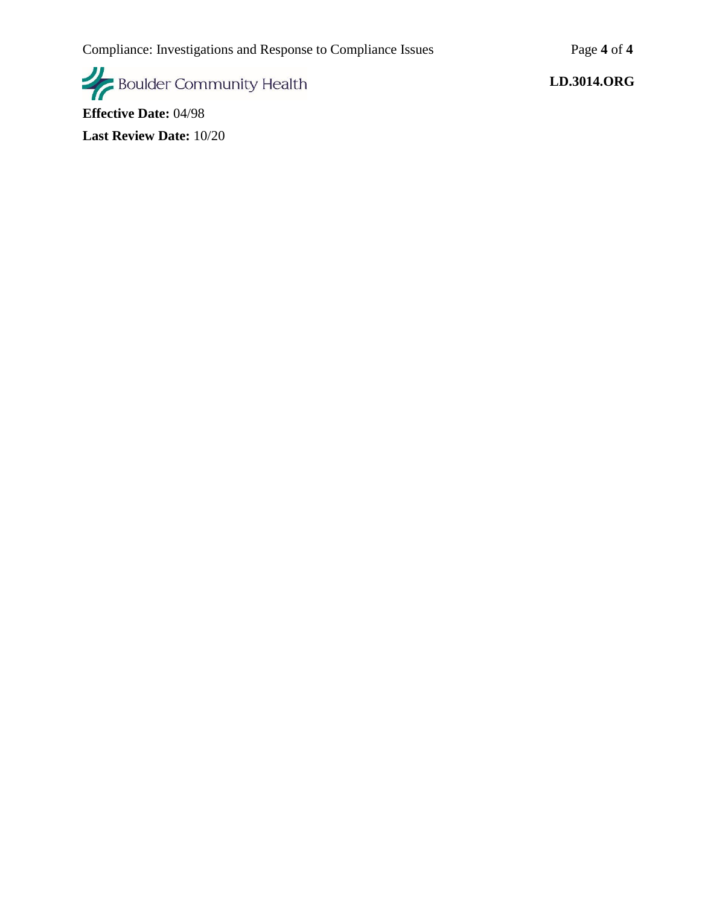**Effective Date:** 04/98

**Last Review Date:** 10/20